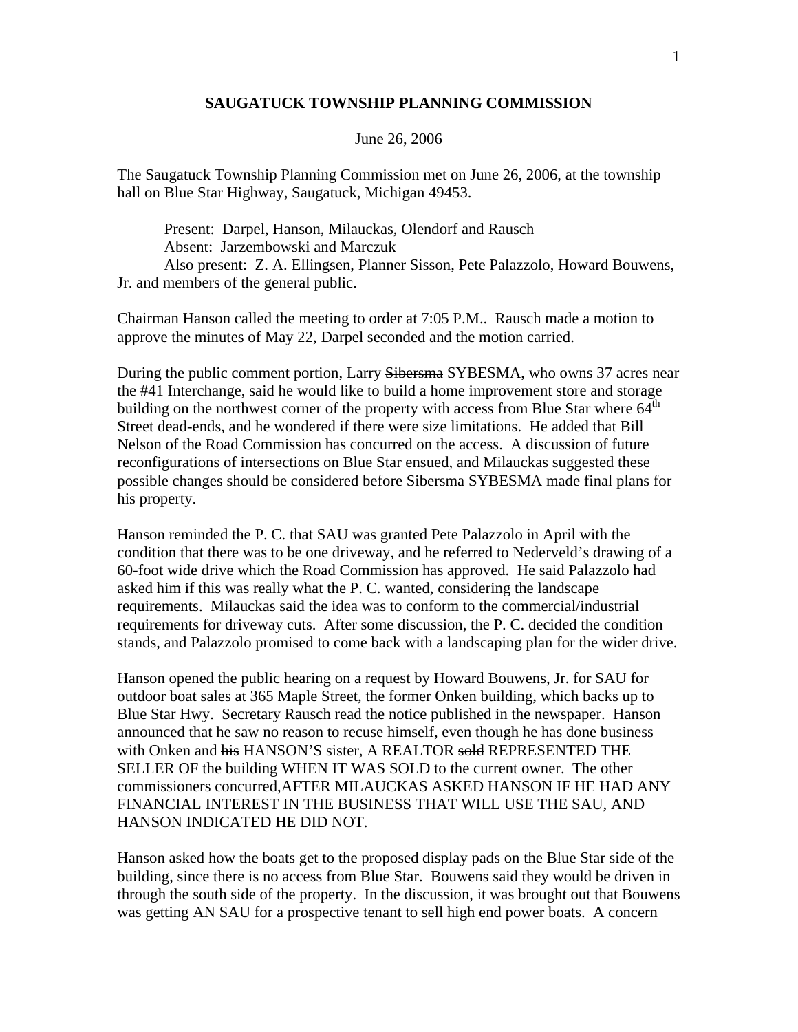# SAUGATUCK TOWNSHIP PLANNING COMMISSION

June 26, 2006

The Saugatuck Township Planning Commission met on June 26, 2006, at the township hall on Blue Star Highway, Saugatuck, Michigan 49453.

Present: Darpel, Hanson, Milauckas, Olendorf and Rausch
Absent: Jarzembowski and Marczuk
Also present: Z. A. Ellingsen, Planner Sisson, Pete Palazzolo, Howard Bouwens, Jr. and members of the general public.

Chairman Hanson called the meeting to order at 7:05 P.M.. Rausch made a motion to approve the minutes of May 22, Darpel seconded and the motion carried.

During the public comment portion, Larry ~~Sibersma~~ SYBESMA, who owns 37 acres near the #41 Interchange, said he would like to build a home improvement store and storage building on the northwest corner of the property with access from Blue Star where 64th Street dead-ends, and he wondered if there were size limitations. He added that Bill Nelson of the Road Commission has concurred on the access. A discussion of future reconfigurations of intersections on Blue Star ensued, and Milauckas suggested these possible changes should be considered before ~~Sibersma~~ SYBESMA made final plans for his property.

Hanson reminded the P. C. that SAU was granted Pete Palazzolo in April with the condition that there was to be one driveway, and he referred to Nederveld's drawing of a 60-foot wide drive which the Road Commission has approved. He said Palazzolo had asked him if this was really what the P. C. wanted, considering the landscape requirements. Milauckas said the idea was to conform to the commercial/industrial requirements for driveway cuts. After some discussion, the P. C. decided the condition stands, and Palazzolo promised to come back with a landscaping plan for the wider drive.

Hanson opened the public hearing on a request by Howard Bouwens, Jr. for SAU for outdoor boat sales at 365 Maple Street, the former Onken building, which backs up to Blue Star Hwy. Secretary Rausch read the notice published in the newspaper. Hanson announced that he saw no reason to recuse himself, even though he has done business with Onken and ~~his~~ HANSON'S sister, A REALTOR ~~sold~~ REPRESENTED THE SELLER OF the building WHEN IT WAS SOLD to the current owner. The other commissioners concurred,AFTER MILAUCKAS ASKED HANSON IF HE HAD ANY FINANCIAL INTEREST IN THE BUSINESS THAT WILL USE THE SAU, AND HANSON INDICATED HE DID NOT.

Hanson asked how the boats get to the proposed display pads on the Blue Star side of the building, since there is no access from Blue Star. Bouwens said they would be driven in through the south side of the property. In the discussion, it was brought out that Bouwens was getting AN SAU for a prospective tenant to sell high end power boats. A concern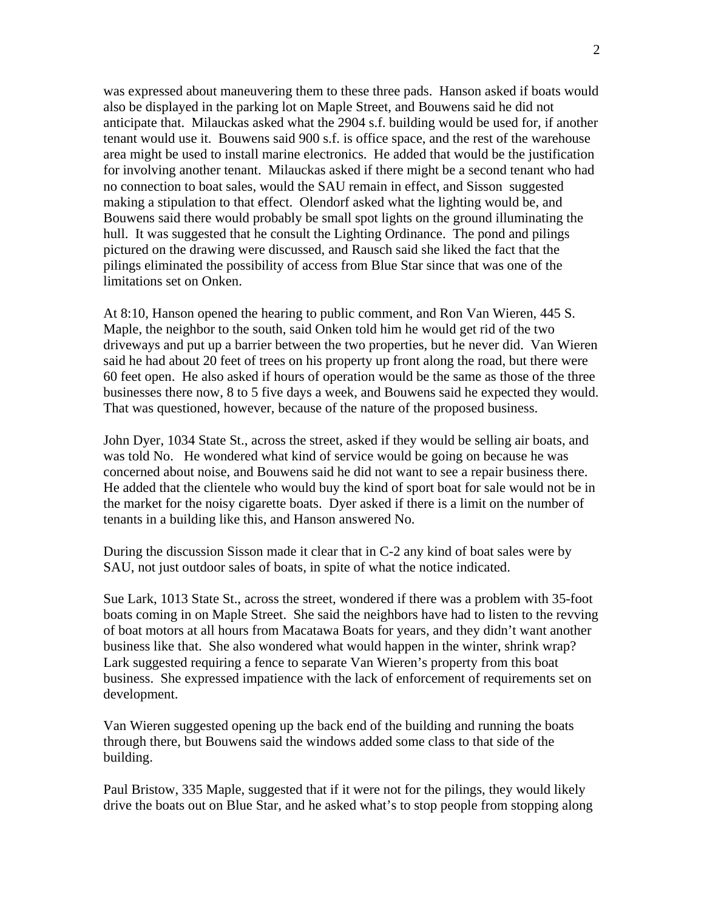was expressed about maneuvering them to these three pads. Hanson asked if boats would also be displayed in the parking lot on Maple Street, and Bouwens said he did not anticipate that. Milauckas asked what the 2904 s.f. building would be used for, if another tenant would use it. Bouwens said 900 s.f. is office space, and the rest of the warehouse area might be used to install marine electronics. He added that would be the justification for involving another tenant. Milauckas asked if there might be a second tenant who had no connection to boat sales, would the SAU remain in effect, and Sisson suggested making a stipulation to that effect. Olendorf asked what the lighting would be, and Bouwens said there would probably be small spot lights on the ground illuminating the hull. It was suggested that he consult the Lighting Ordinance. The pond and pilings pictured on the drawing were discussed, and Rausch said she liked the fact that the pilings eliminated the possibility of access from Blue Star since that was one of the limitations set on Onken.

At 8:10, Hanson opened the hearing to public comment, and Ron Van Wieren, 445 S. Maple, the neighbor to the south, said Onken told him he would get rid of the two driveways and put up a barrier between the two properties, but he never did. Van Wieren said he had about 20 feet of trees on his property up front along the road, but there were 60 feet open. He also asked if hours of operation would be the same as those of the three businesses there now, 8 to 5 five days a week, and Bouwens said he expected they would. That was questioned, however, because of the nature of the proposed business.

John Dyer, 1034 State St., across the street, asked if they would be selling air boats, and was told No. He wondered what kind of service would be going on because he was concerned about noise, and Bouwens said he did not want to see a repair business there. He added that the clientele who would buy the kind of sport boat for sale would not be in the market for the noisy cigarette boats. Dyer asked if there is a limit on the number of tenants in a building like this, and Hanson answered No.

During the discussion Sisson made it clear that in C-2 any kind of boat sales were by SAU, not just outdoor sales of boats, in spite of what the notice indicated.

Sue Lark, 1013 State St., across the street, wondered if there was a problem with 35-foot boats coming in on Maple Street. She said the neighbors have had to listen to the revving of boat motors at all hours from Macatawa Boats for years, and they didn't want another business like that. She also wondered what would happen in the winter, shrink wrap? Lark suggested requiring a fence to separate Van Wieren's property from this boat business. She expressed impatience with the lack of enforcement of requirements set on development.

Van Wieren suggested opening up the back end of the building and running the boats through there, but Bouwens said the windows added some class to that side of the building.

Paul Bristow, 335 Maple, suggested that if it were not for the pilings, they would likely drive the boats out on Blue Star, and he asked what's to stop people from stopping along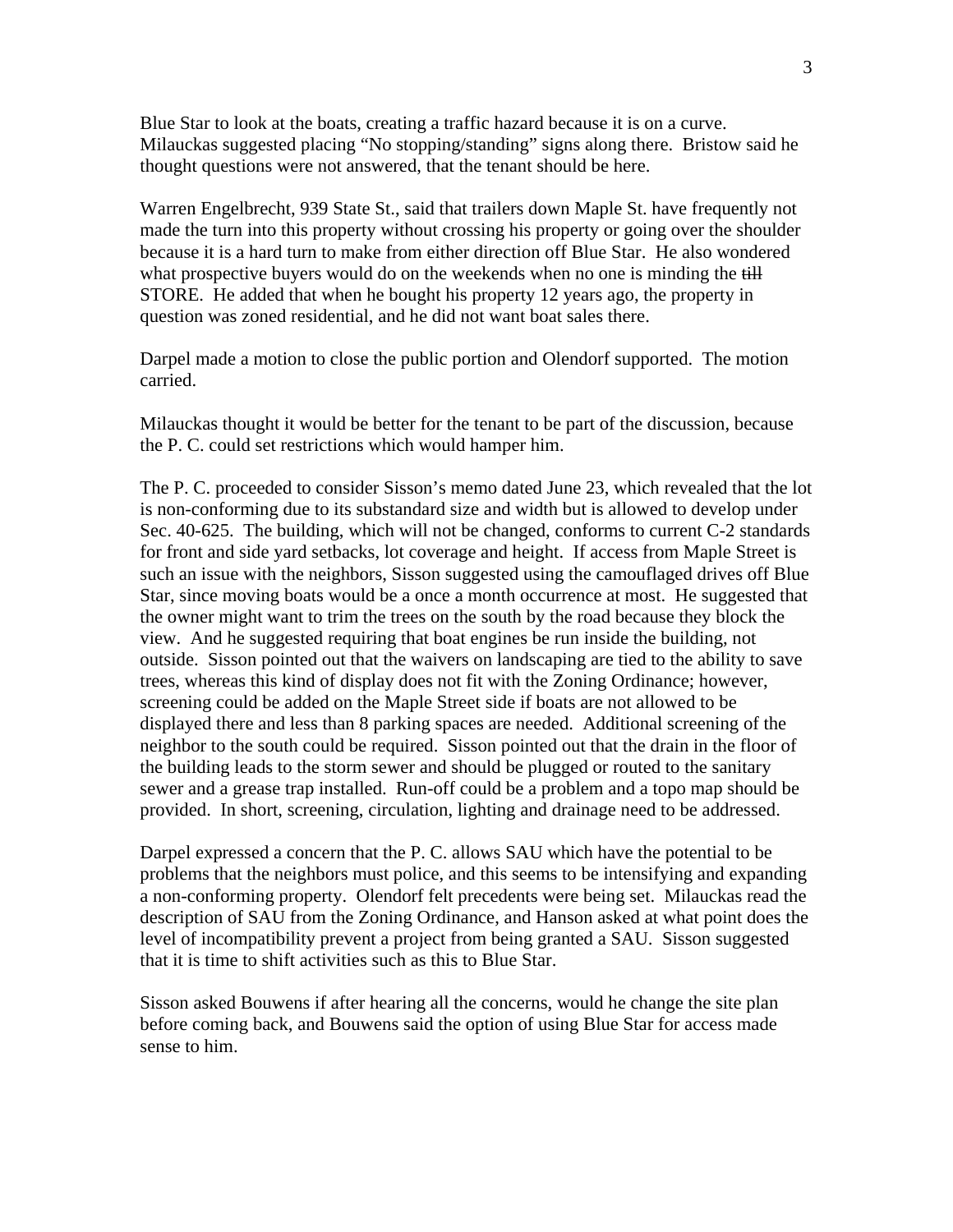Blue Star to look at the boats, creating a traffic hazard because it is on a curve. Milauckas suggested placing "No stopping/standing" signs along there. Bristow said he thought questions were not answered, that the tenant should be here.

Warren Engelbrecht, 939 State St., said that trailers down Maple St. have frequently not made the turn into this property without crossing his property or going over the shoulder because it is a hard turn to make from either direction off Blue Star. He also wondered what prospective buyers would do on the weekends when no one is minding the ~~till~~ STORE. He added that when he bought his property 12 years ago, the property in question was zoned residential, and he did not want boat sales there.

Darpel made a motion to close the public portion and Olendorf supported. The motion carried.

Milauckas thought it would be better for the tenant to be part of the discussion, because the P. C. could set restrictions which would hamper him.

The P. C. proceeded to consider Sisson's memo dated June 23, which revealed that the lot is non-conforming due to its substandard size and width but is allowed to develop under Sec. 40-625. The building, which will not be changed, conforms to current C-2 standards for front and side yard setbacks, lot coverage and height. If access from Maple Street is such an issue with the neighbors, Sisson suggested using the camouflaged drives off Blue Star, since moving boats would be a once a month occurrence at most. He suggested that the owner might want to trim the trees on the south by the road because they block the view. And he suggested requiring that boat engines be run inside the building, not outside. Sisson pointed out that the waivers on landscaping are tied to the ability to save trees, whereas this kind of display does not fit with the Zoning Ordinance; however, screening could be added on the Maple Street side if boats are not allowed to be displayed there and less than 8 parking spaces are needed. Additional screening of the neighbor to the south could be required. Sisson pointed out that the drain in the floor of the building leads to the storm sewer and should be plugged or routed to the sanitary sewer and a grease trap installed. Run-off could be a problem and a topo map should be provided. In short, screening, circulation, lighting and drainage need to be addressed.

Darpel expressed a concern that the P. C. allows SAU which have the potential to be problems that the neighbors must police, and this seems to be intensifying and expanding a non-conforming property. Olendorf felt precedents were being set. Milauckas read the description of SAU from the Zoning Ordinance, and Hanson asked at what point does the level of incompatibility prevent a project from being granted a SAU. Sisson suggested that it is time to shift activities such as this to Blue Star.

Sisson asked Bouwens if after hearing all the concerns, would he change the site plan before coming back, and Bouwens said the option of using Blue Star for access made sense to him.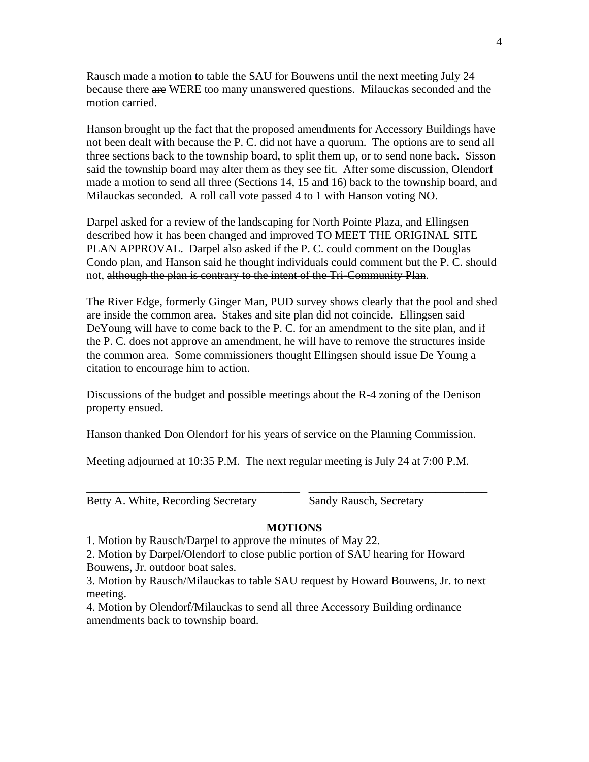Rausch made a motion to table the SAU for Bouwens until the next meeting July 24 because there ~~are~~ WERE too many unanswered questions. Milauckas seconded and the motion carried.

Hanson brought up the fact that the proposed amendments for Accessory Buildings have not been dealt with because the P. C. did not have a quorum. The options are to send all three sections back to the township board, to split them up, or to send none back. Sisson said the township board may alter them as they see fit. After some discussion, Olendorf made a motion to send all three (Sections 14, 15 and 16) back to the township board, and Milauckas seconded. A roll call vote passed 4 to 1 with Hanson voting NO.

Darpel asked for a review of the landscaping for North Pointe Plaza, and Ellingsen described how it has been changed and improved TO MEET THE ORIGINAL SITE PLAN APPROVAL. Darpel also asked if the P. C. could comment on the Douglas Condo plan, and Hanson said he thought individuals could comment but the P. C. should not, ~~although the plan is contrary to the intent of the Tri-Community Plan~~.

The River Edge, formerly Ginger Man, PUD survey shows clearly that the pool and shed are inside the common area. Stakes and site plan did not coincide. Ellingsen said DeYoung will have to come back to the P. C. for an amendment to the site plan, and if the P. C. does not approve an amendment, he will have to remove the structures inside the common area. Some commissioners thought Ellingsen should issue De Young a citation to encourage him to action.

Discussions of the budget and possible meetings about ~~the~~ R-4 zoning ~~of the Denison property~~ ensued.

Hanson thanked Don Olendorf for his years of service on the Planning Commission.

Meeting adjourned at 10:35 P.M. The next regular meeting is July 24 at 7:00 P.M.

_______________________________________ _______________________________

Betty A. White, Recording Secretary Sandy Rausch, Secretary

**MOTIONS**

1. Motion by Rausch/Darpel to approve the minutes of May 22.
2. Motion by Darpel/Olendorf to close public portion of SAU hearing for Howard Bouwens, Jr. outdoor boat sales.
3. Motion by Rausch/Milauckas to table SAU request by Howard Bouwens, Jr. to next meeting.
4. Motion by Olendorf/Milauckas to send all three Accessory Building ordinance amendments back to township board.